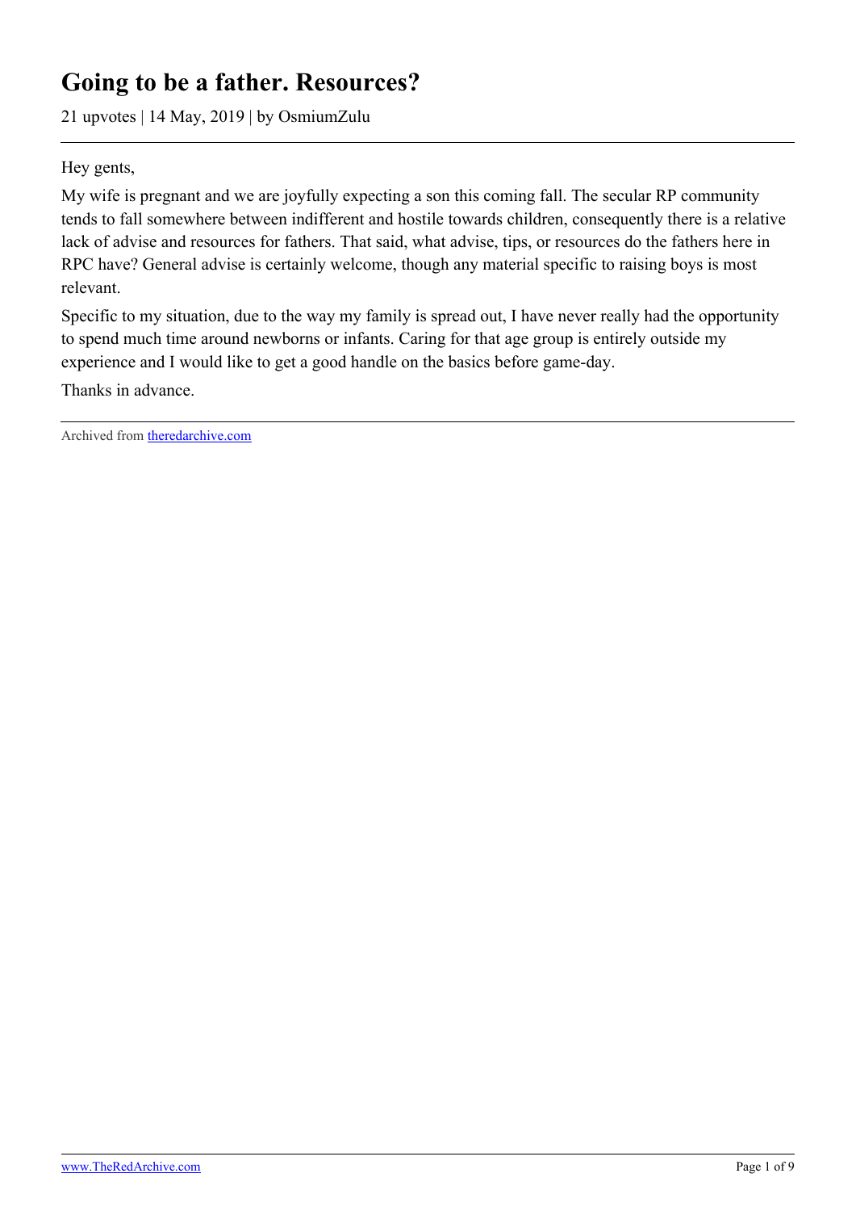# Going to be a father. Resources?

21 upvotes | 14 May, 2019 | by OsmiumZulu

Hey gents,

My wife is pregnant and we are joyfully expecting a son this coming fall. The secular RP community tends to fall somewhere between indifferent and hostile towards children, consequently there is a relative lack of advise and resources for fathers. That said, what advise, tips, or resources do the fathers here in RPC have? General advise is certainly welcome, though any material specific to raising boys is most relevant.

Specific to my situation, due to the way my family is spread out, I have never really had the opportunity to spend much time around newborns or infants. Caring for that age group is entirely outside my experience and I would like to get a good handle on the basics before game-day.

Thanks in advance.

Archived from [theredarchive.com](theredarchive.com)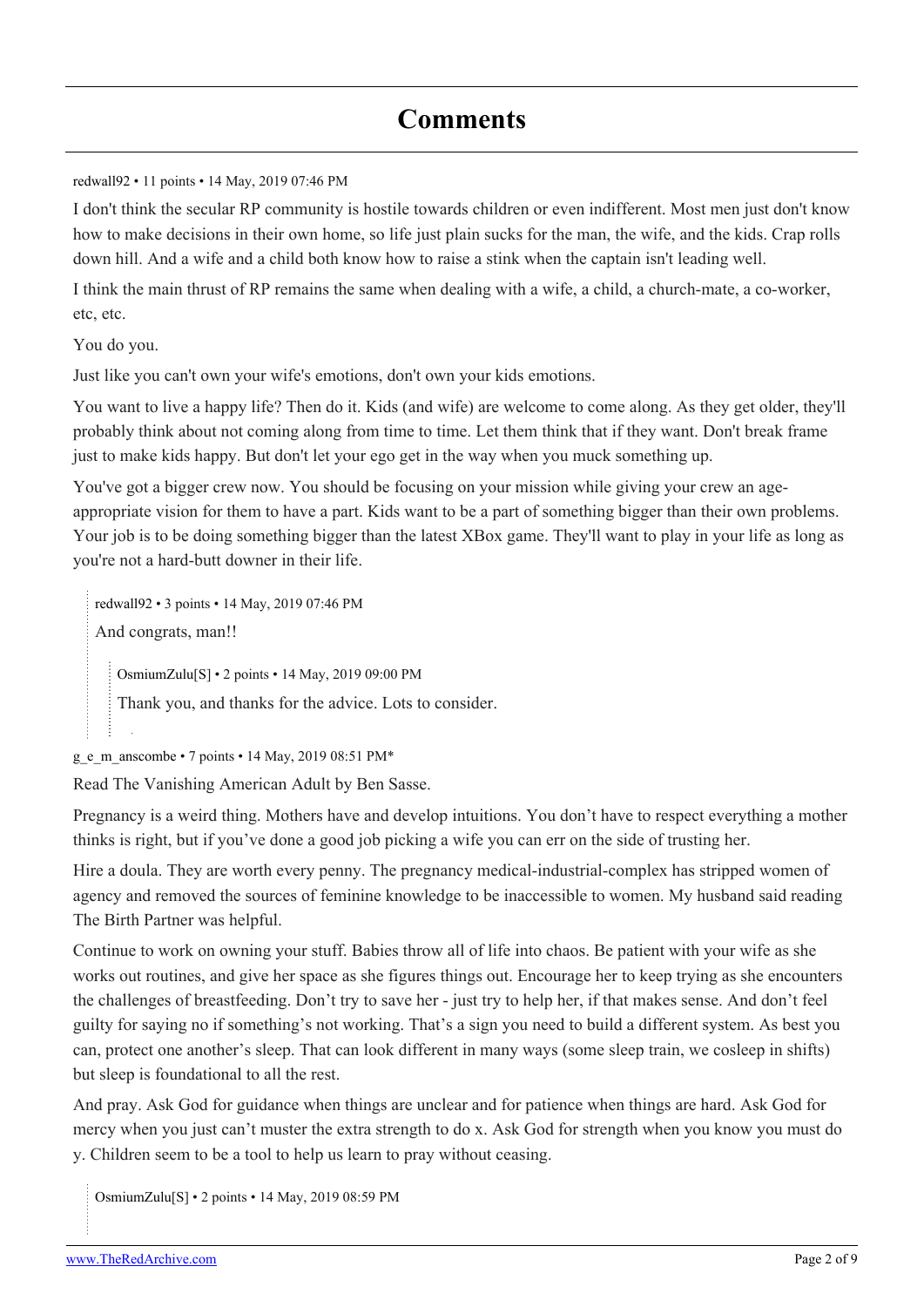## Comments

redwall92 • 11 points • 14 May, 2019 07:46 PM

I don't think the secular RP community is hostile towards children or even indifferent. Most men just don't know how to make decisions in their own home, so life just plain sucks for the man, the wife, and the kids. Crap rolls down hill. And a wife and a child both know how to raise a stink when the captain isn't leading well.

I think the main thrust of RP remains the same when dealing with a wife, a child, a church-mate, a co-worker, etc, etc.

You do you.

Just like you can't own your wife's emotions, don't own your kids emotions.

You want to live a happy life? Then do it. Kids (and wife) are welcome to come along. As they get older, they'll probably think about not coming along from time to time. Let them think that if they want. Don't break frame just to make kids happy. But don't let your ego get in the way when you muck something up.

You've got a bigger crew now. You should be focusing on your mission while giving your crew an age-appropriate vision for them to have a part. Kids want to be a part of something bigger than their own problems. Your job is to be doing something bigger than the latest XBox game. They'll want to play in your life as long as you're not a hard-butt downer in their life.

> redwall92 • 3 points • 14 May, 2019 07:46 PM
>
> And congrats, man!!
>
>> OsmiumZulu[S] • 2 points • 14 May, 2019 09:00 PM
>>
>> Thank you, and thanks for the advice. Lots to consider.

g_e_m_anscombe • 7 points • 14 May, 2019 08:51 PM*

Read The Vanishing American Adult by Ben Sasse.

Pregnancy is a weird thing. Mothers have and develop intuitions. You don't have to respect everything a mother thinks is right, but if you've done a good job picking a wife you can err on the side of trusting her.

Hire a doula. They are worth every penny. The pregnancy medical-industrial-complex has stripped women of agency and removed the sources of feminine knowledge to be inaccessible to women. My husband said reading The Birth Partner was helpful.

Continue to work on owning your stuff. Babies throw all of life into chaos. Be patient with your wife as she works out routines, and give her space as she figures things out. Encourage her to keep trying as she encounters the challenges of breastfeeding. Don't try to save her - just try to help her, if that makes sense. And don't feel guilty for saying no if something's not working. That's a sign you need to build a different system. As best you can, protect one another's sleep. That can look different in many ways (some sleep train, we cosleep in shifts) but sleep is foundational to all the rest.

And pray. Ask God for guidance when things are unclear and for patience when things are hard. Ask God for mercy when you just can't muster the extra strength to do x. Ask God for strength when you know you must do y. Children seem to be a tool to help us learn to pray without ceasing.

> OsmiumZulu[S] • 2 points • 14 May, 2019 08:59 PM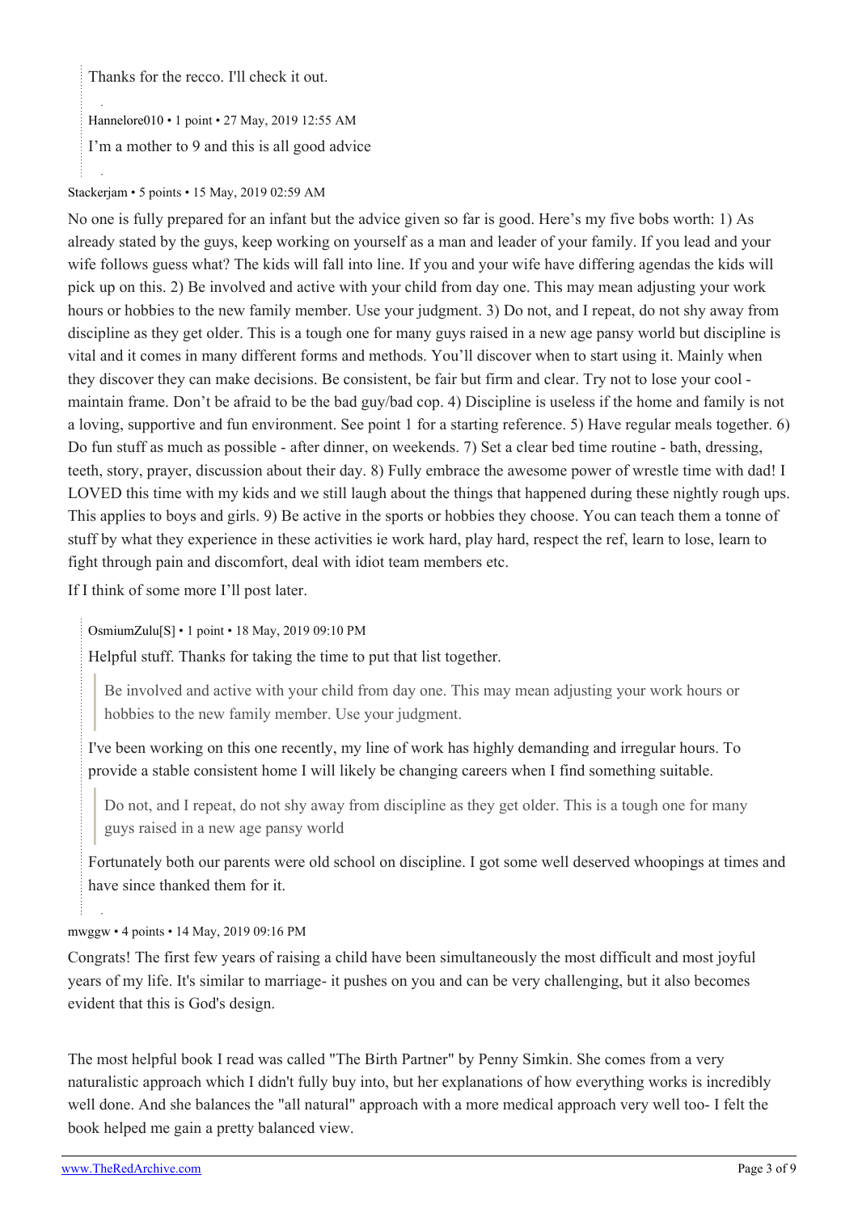Thanks for the recco. I'll check it out.

Hannelore010 • 1 point • 27 May, 2019 12:55 AM

I'm a mother to 9 and this is all good advice

Stackerjam • 5 points • 15 May, 2019 02:59 AM

No one is fully prepared for an infant but the advice given so far is good. Here's my five bobs worth: 1) As already stated by the guys, keep working on yourself as a man and leader of your family. If you lead and your wife follows guess what? The kids will fall into line. If you and your wife have differing agendas the kids will pick up on this. 2) Be involved and active with your child from day one. This may mean adjusting your work hours or hobbies to the new family member. Use your judgment. 3) Do not, and I repeat, do not shy away from discipline as they get older. This is a tough one for many guys raised in a new age pansy world but discipline is vital and it comes in many different forms and methods. You'll discover when to start using it. Mainly when they discover they can make decisions. Be consistent, be fair but firm and clear. Try not to lose your cool - maintain frame. Don't be afraid to be the bad guy/bad cop. 4) Discipline is useless if the home and family is not a loving, supportive and fun environment. See point 1 for a starting reference. 5) Have regular meals together. 6) Do fun stuff as much as possible - after dinner, on weekends. 7) Set a clear bed time routine - bath, dressing, teeth, story, prayer, discussion about their day. 8) Fully embrace the awesome power of wrestle time with dad! I LOVED this time with my kids and we still laugh about the things that happened during these nightly rough ups. This applies to boys and girls. 9) Be active in the sports or hobbies they choose. You can teach them a tonne of stuff by what they experience in these activities ie work hard, play hard, respect the ref, learn to lose, learn to fight through pain and discomfort, deal with idiot team members etc.

If I think of some more I'll post later.

OsmiumZulu[S] • 1 point • 18 May, 2019 09:10 PM

Helpful stuff. Thanks for taking the time to put that list together.

> Be involved and active with your child from day one. This may mean adjusting your work hours or hobbies to the new family member. Use your judgment.

I've been working on this one recently, my line of work has highly demanding and irregular hours. To provide a stable consistent home I will likely be changing careers when I find something suitable.

> Do not, and I repeat, do not shy away from discipline as they get older. This is a tough one for many guys raised in a new age pansy world

Fortunately both our parents were old school on discipline. I got some well deserved whoopings at times and have since thanked them for it.

mwggw • 4 points • 14 May, 2019 09:16 PM

Congrats! The first few years of raising a child have been simultaneously the most difficult and most joyful years of my life. It's similar to marriage- it pushes on you and can be very challenging, but it also becomes evident that this is God's design.

The most helpful book I read was called "The Birth Partner" by Penny Simkin. She comes from a very naturalistic approach which I didn't fully buy into, but her explanations of how everything works is incredibly well done. And she balances the "all natural" approach with a more medical approach very well too- I felt the book helped me gain a pretty balanced view.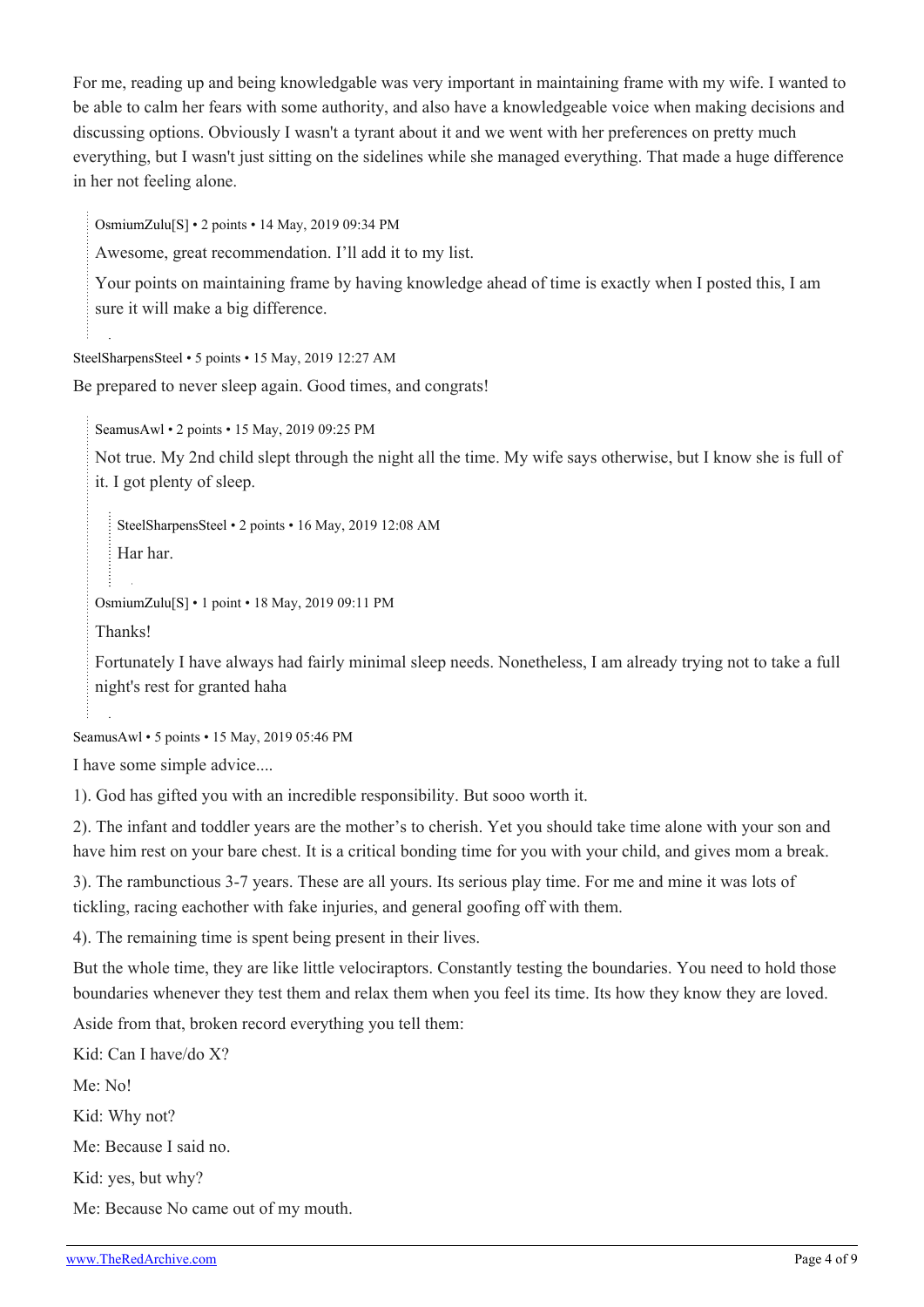For me, reading up and being knowledgable was very important in maintaining frame with my wife. I wanted to be able to calm her fears with some authority, and also have a knowledgeable voice when making decisions and discussing options. Obviously I wasn't a tyrant about it and we went with her preferences on pretty much everything, but I wasn't just sitting on the sidelines while she managed everything. That made a huge difference in her not feeling alone.

> OsmiumZulu[S] • 2 points • 14 May, 2019 09:34 PM
>
> Awesome, great recommendation. I'll add it to my list.
>
> Your points on maintaining frame by having knowledge ahead of time is exactly when I posted this, I am sure it will make a big difference.

SteelSharpensSteel • 5 points • 15 May, 2019 12:27 AM

Be prepared to never sleep again. Good times, and congrats!

> SeamusAwl • 2 points • 15 May, 2019 09:25 PM
>
> Not true. My 2nd child slept through the night all the time. My wife says otherwise, but I know she is full of it. I got plenty of sleep.
>
> > SteelSharpensSteel • 2 points • 16 May, 2019 12:08 AM
> >
> > Har har.
>
> OsmiumZulu[S] • 1 point • 18 May, 2019 09:11 PM
>
> Thanks!
>
> Fortunately I have always had fairly minimal sleep needs. Nonetheless, I am already trying not to take a full night's rest for granted haha

SeamusAwl • 5 points • 15 May, 2019 05:46 PM

I have some simple advice....

1). God has gifted you with an incredible responsibility. But sooo worth it.

2). The infant and toddler years are the mother's to cherish. Yet you should take time alone with your son and have him rest on your bare chest. It is a critical bonding time for you with your child, and gives mom a break.

3). The rambunctious 3-7 years. These are all yours. Its serious play time. For me and mine it was lots of tickling, racing eachother with fake injuries, and general goofing off with them.

4). The remaining time is spent being present in their lives.

But the whole time, they are like little velociraptors. Constantly testing the boundaries. You need to hold those boundaries whenever they test them and relax them when you feel its time. Its how they know they are loved.

Aside from that, broken record everything you tell them:

Kid: Can I have/do X?

Me: No!

Kid: Why not?

Me: Because I said no.

Kid: yes, but why?

Me: Because No came out of my mouth.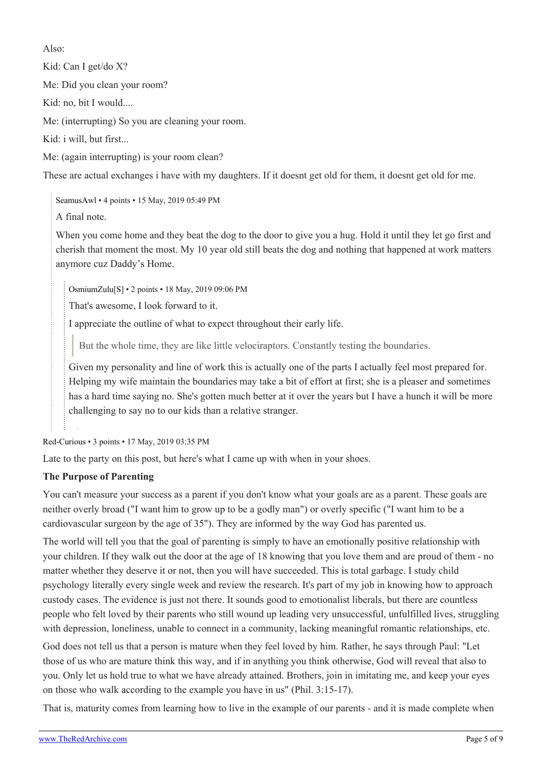Also:

Kid: Can I get/do X?

Me: Did you clean your room?

Kid: no, bit I would....

Me: (interrupting) So you are cleaning your room.

Kid: i will, but first...

Me: (again interrupting) is your room clean?

These are actual exchanges i have with my daughters. If it doesnt get old for them, it doesnt get old for me.

> SeamusAwl • 4 points • 15 May, 2019 05:49 PM
>
> A final note.
>
> When you come home and they beat the dog to the door to give you a hug. Hold it until they let go first and cherish that moment the most. My 10 year old still beats the dog and nothing that happened at work matters anymore cuz Daddy's Home.
>
>> OsmiumZulu[S] • 2 points • 18 May, 2019 09:06 PM
>>
>> That's awesome, I look forward to it.
>>
>> I appreciate the outline of what to expect throughout their early life.
>>
>>> But the whole time, they are like little velociraptors. Constantly testing the boundaries.
>>
>> Given my personality and line of work this is actually one of the parts I actually feel most prepared for. Helping my wife maintain the boundaries may take a bit of effort at first; she is a pleaser and sometimes has a hard time saying no. She's gotten much better at it over the years but I have a hunch it will be more challenging to say no to our kids than a relative stranger.

Red-Curious • 3 points • 17 May, 2019 03:35 PM

Late to the party on this post, but here's what I came up with when in your shoes.

**The Purpose of Parenting**

You can't measure your success as a parent if you don't know what your goals are as a parent. These goals are neither overly broad ("I want him to grow up to be a godly man") or overly specific ("I want him to be a cardiovascular surgeon by the age of 35"). They are informed by the way God has parented us.

The world will tell you that the goal of parenting is simply to have an emotionally positive relationship with your children. If they walk out the door at the age of 18 knowing that you love them and are proud of them - no matter whether they deserve it or not, then you will have succeeded. This is total garbage. I study child psychology literally every single week and review the research. It's part of my job in knowing how to approach custody cases. The evidence is just not there. It sounds good to emotionalist liberals, but there are countless people who felt loved by their parents who still wound up leading very unsuccessful, unfulfilled lives, struggling with depression, loneliness, unable to connect in a community, lacking meaningful romantic relationships, etc.

God does not tell us that a person is mature when they feel loved by him. Rather, he says through Paul: "Let those of us who are mature think this way, and if in anything you think otherwise, God will reveal that also to you. Only let us hold true to what we have already attained. Brothers, join in imitating me, and keep your eyes on those who walk according to the example you have in us" (Phil. 3:15-17).

That is, maturity comes from learning how to live in the example of our parents - and it is made complete when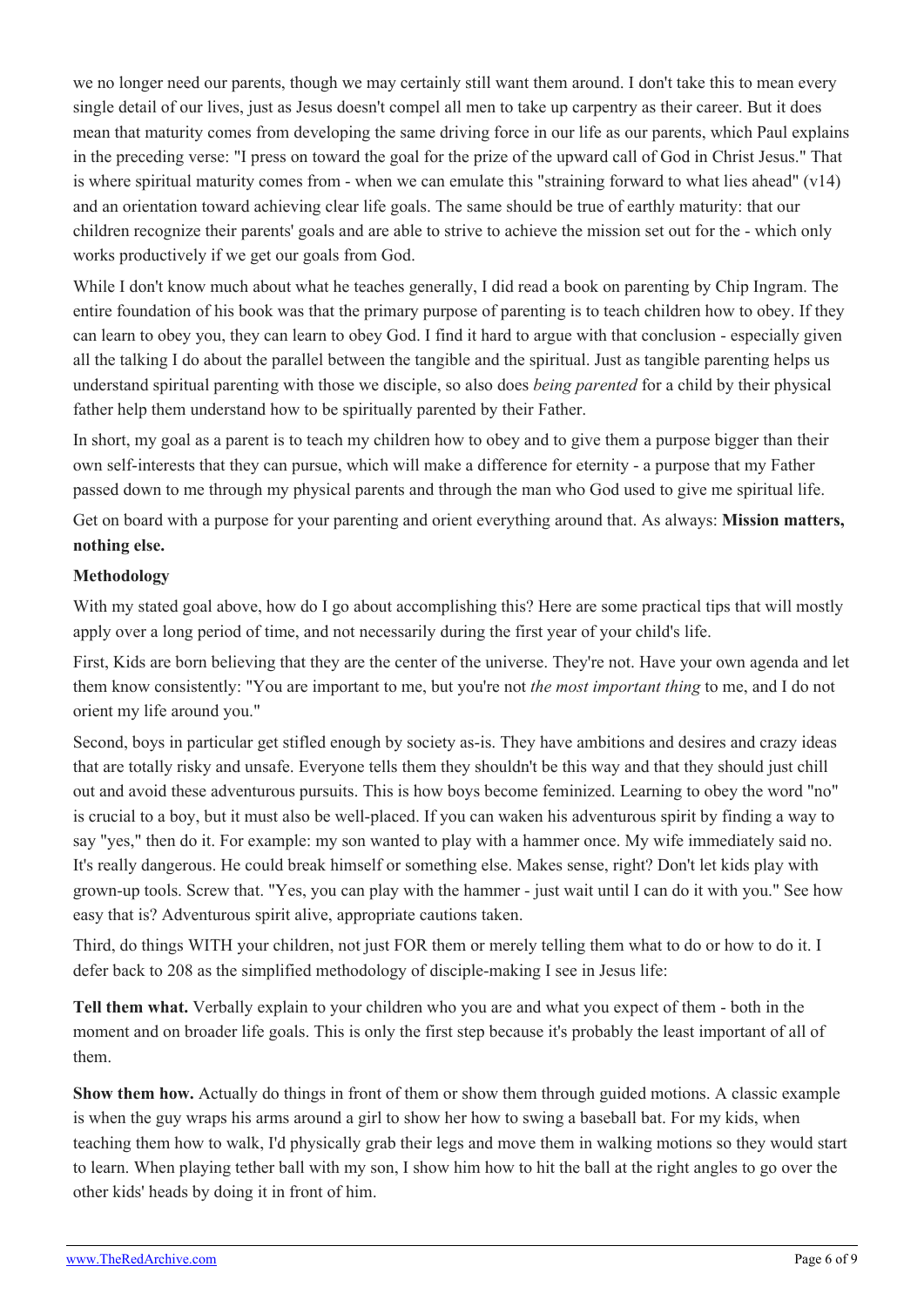we no longer need our parents, though we may certainly still want them around. I don't take this to mean every single detail of our lives, just as Jesus doesn't compel all men to take up carpentry as their career. But it does mean that maturity comes from developing the same driving force in our life as our parents, which Paul explains in the preceding verse: "I press on toward the goal for the prize of the upward call of God in Christ Jesus." That is where spiritual maturity comes from - when we can emulate this "straining forward to what lies ahead" (v14) and an orientation toward achieving clear life goals. The same should be true of earthly maturity: that our children recognize their parents' goals and are able to strive to achieve the mission set out for the - which only works productively if we get our goals from God.

While I don't know much about what he teaches generally, I did read a book on parenting by Chip Ingram. The entire foundation of his book was that the primary purpose of parenting is to teach children how to obey. If they can learn to obey you, they can learn to obey God. I find it hard to argue with that conclusion - especially given all the talking I do about the parallel between the tangible and the spiritual. Just as tangible parenting helps us understand spiritual parenting with those we disciple, so also does *being parented* for a child by their physical father help them understand how to be spiritually parented by their Father.

In short, my goal as a parent is to teach my children how to obey and to give them a purpose bigger than their own self-interests that they can pursue, which will make a difference for eternity - a purpose that my Father passed down to me through my physical parents and through the man who God used to give me spiritual life.

Get on board with a purpose for your parenting and orient everything around that. As always: **Mission matters, nothing else.**

**Methodology**

With my stated goal above, how do I go about accomplishing this? Here are some practical tips that will mostly apply over a long period of time, and not necessarily during the first year of your child's life.

First, Kids are born believing that they are the center of the universe. They're not. Have your own agenda and let them know consistently: "You are important to me, but you're not *the most important thing* to me, and I do not orient my life around you."

Second, boys in particular get stifled enough by society as-is. They have ambitions and desires and crazy ideas that are totally risky and unsafe. Everyone tells them they shouldn't be this way and that they should just chill out and avoid these adventurous pursuits. This is how boys become feminized. Learning to obey the word "no" is crucial to a boy, but it must also be well-placed. If you can waken his adventurous spirit by finding a way to say "yes," then do it. For example: my son wanted to play with a hammer once. My wife immediately said no. It's really dangerous. He could break himself or something else. Makes sense, right? Don't let kids play with grown-up tools. Screw that. "Yes, you can play with the hammer - just wait until I can do it with you." See how easy that is? Adventurous spirit alive, appropriate cautions taken.

Third, do things WITH your children, not just FOR them or merely telling them what to do or how to do it. I defer back to 208 as the simplified methodology of disciple-making I see in Jesus life:

**Tell them what.** Verbally explain to your children who you are and what you expect of them - both in the moment and on broader life goals. This is only the first step because it's probably the least important of all of them.

**Show them how.** Actually do things in front of them or show them through guided motions. A classic example is when the guy wraps his arms around a girl to show her how to swing a baseball bat. For my kids, when teaching them how to walk, I'd physically grab their legs and move them in walking motions so they would start to learn. When playing tether ball with my son, I show him how to hit the ball at the right angles to go over the other kids' heads by doing it in front of him.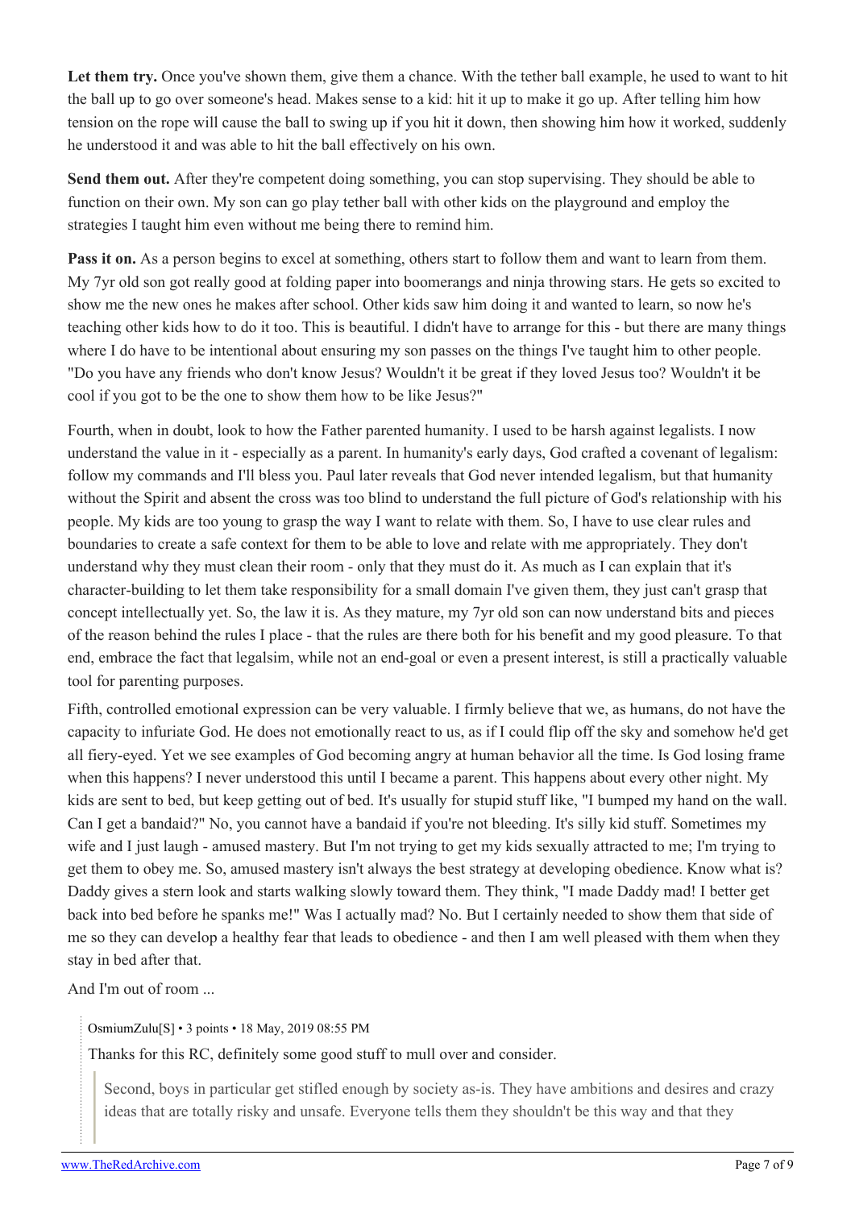**Let them try.** Once you've shown them, give them a chance. With the tether ball example, he used to want to hit the ball up to go over someone's head. Makes sense to a kid: hit it up to make it go up. After telling him how tension on the rope will cause the ball to swing up if you hit it down, then showing him how it worked, suddenly he understood it and was able to hit the ball effectively on his own.

**Send them out.** After they're competent doing something, you can stop supervising. They should be able to function on their own. My son can go play tether ball with other kids on the playground and employ the strategies I taught him even without me being there to remind him.

**Pass it on.** As a person begins to excel at something, others start to follow them and want to learn from them. My 7yr old son got really good at folding paper into boomerangs and ninja throwing stars. He gets so excited to show me the new ones he makes after school. Other kids saw him doing it and wanted to learn, so now he's teaching other kids how to do it too. This is beautiful. I didn't have to arrange for this - but there are many things where I do have to be intentional about ensuring my son passes on the things I've taught him to other people. "Do you have any friends who don't know Jesus? Wouldn't it be great if they loved Jesus too? Wouldn't it be cool if you got to be the one to show them how to be like Jesus?"

Fourth, when in doubt, look to how the Father parented humanity. I used to be harsh against legalists. I now understand the value in it - especially as a parent. In humanity's early days, God crafted a covenant of legalism: follow my commands and I'll bless you. Paul later reveals that God never intended legalism, but that humanity without the Spirit and absent the cross was too blind to understand the full picture of God's relationship with his people. My kids are too young to grasp the way I want to relate with them. So, I have to use clear rules and boundaries to create a safe context for them to be able to love and relate with me appropriately. They don't understand why they must clean their room - only that they must do it. As much as I can explain that it's character-building to let them take responsibility for a small domain I've given them, they just can't grasp that concept intellectually yet. So, the law it is. As they mature, my 7yr old son can now understand bits and pieces of the reason behind the rules I place - that the rules are there both for his benefit and my good pleasure. To that end, embrace the fact that legalsim, while not an end-goal or even a present interest, is still a practically valuable tool for parenting purposes.

Fifth, controlled emotional expression can be very valuable. I firmly believe that we, as humans, do not have the capacity to infuriate God. He does not emotionally react to us, as if I could flip off the sky and somehow he'd get all fiery-eyed. Yet we see examples of God becoming angry at human behavior all the time. Is God losing frame when this happens? I never understood this until I became a parent. This happens about every other night. My kids are sent to bed, but keep getting out of bed. It's usually for stupid stuff like, "I bumped my hand on the wall. Can I get a bandaid?" No, you cannot have a bandaid if you're not bleeding. It's silly kid stuff. Sometimes my wife and I just laugh - amused mastery. But I'm not trying to get my kids sexually attracted to me; I'm trying to get them to obey me. So, amused mastery isn't always the best strategy at developing obedience. Know what is? Daddy gives a stern look and starts walking slowly toward them. They think, "I made Daddy mad! I better get back into bed before he spanks me!" Was I actually mad? No. But I certainly needed to show them that side of me so they can develop a healthy fear that leads to obedience - and then I am well pleased with them when they stay in bed after that.

And I'm out of room ...

OsmiumZulu[S] • 3 points • 18 May, 2019 08:55 PM

Thanks for this RC, definitely some good stuff to mull over and consider.

> Second, boys in particular get stifled enough by society as-is. They have ambitions and desires and crazy ideas that are totally risky and unsafe. Everyone tells them they shouldn't be this way and that they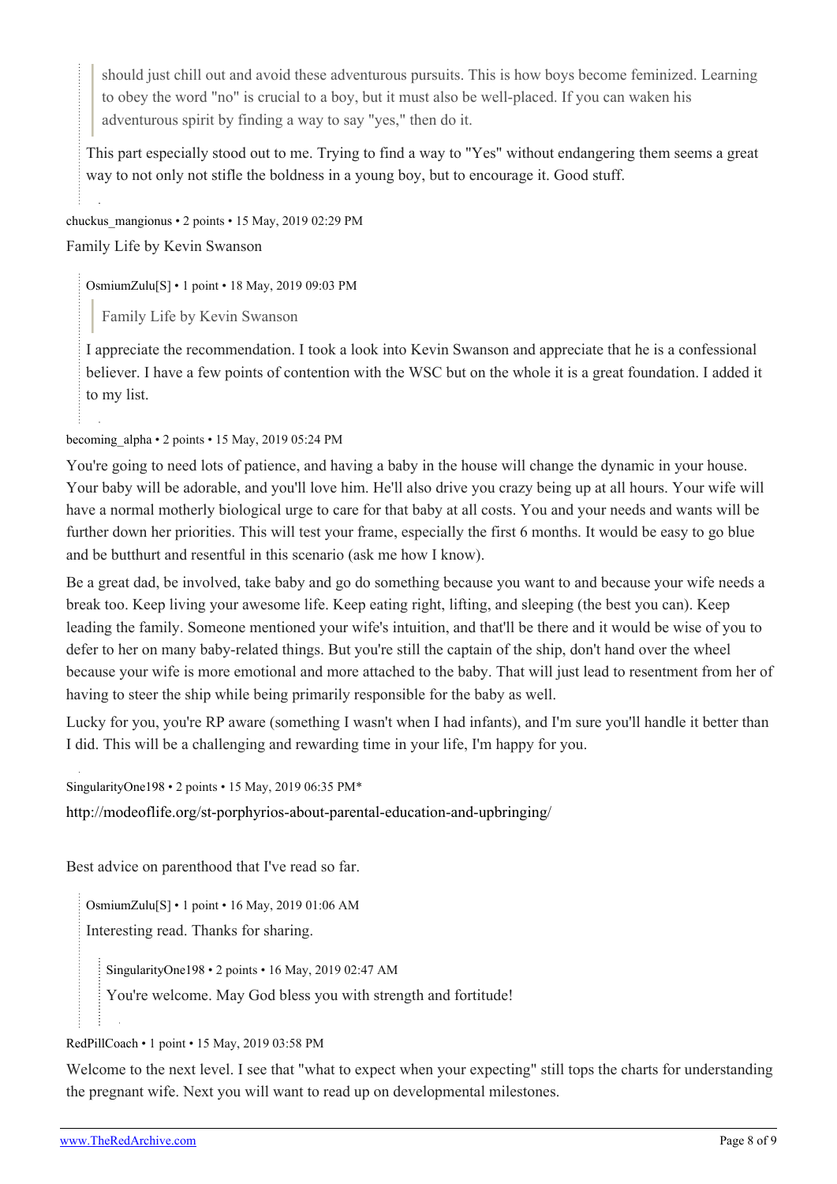> should just chill out and avoid these adventurous pursuits. This is how boys become feminized. Learning to obey the word "no" is crucial to a boy, but it must also be well-placed. If you can waken his adventurous spirit by finding a way to say "yes," then do it.

This part especially stood out to me. Trying to find a way to "Yes" without endangering them seems a great way to not only not stifle the boldness in a young boy, but to encourage it. Good stuff.

chuckus_mangionus • 2 points • 15 May, 2019 02:29 PM

Family Life by Kevin Swanson

OsmiumZulu[S] • 1 point • 18 May, 2019 09:03 PM

> Family Life by Kevin Swanson

I appreciate the recommendation. I took a look into Kevin Swanson and appreciate that he is a confessional believer. I have a few points of contention with the WSC but on the whole it is a great foundation. I added it to my list.

becoming_alpha • 2 points • 15 May, 2019 05:24 PM

You're going to need lots of patience, and having a baby in the house will change the dynamic in your house. Your baby will be adorable, and you'll love him. He'll also drive you crazy being up at all hours. Your wife will have a normal motherly biological urge to care for that baby at all costs. You and your needs and wants will be further down her priorities. This will test your frame, especially the first 6 months. It would be easy to go blue and be butthurt and resentful in this scenario (ask me how I know).

Be a great dad, be involved, take baby and go do something because you want to and because your wife needs a break too. Keep living your awesome life. Keep eating right, lifting, and sleeping (the best you can). Keep leading the family. Someone mentioned your wife's intuition, and that'll be there and it would be wise of you to defer to her on many baby-related things. But you're still the captain of the ship, don't hand over the wheel because your wife is more emotional and more attached to the baby. That will just lead to resentment from her of having to steer the ship while being primarily responsible for the baby as well.

Lucky for you, you're RP aware (something I wasn't when I had infants), and I'm sure you'll handle it better than I did. This will be a challenging and rewarding time in your life, I'm happy for you.

SingularityOne198 • 2 points • 15 May, 2019 06:35 PM*

http://modeoflife.org/st-porphyrios-about-parental-education-and-upbringing/

Best advice on parenthood that I've read so far.

OsmiumZulu[S] • 1 point • 16 May, 2019 01:06 AM

Interesting read. Thanks for sharing.

SingularityOne198 • 2 points • 16 May, 2019 02:47 AM

You're welcome. May God bless you with strength and fortitude!

RedPillCoach • 1 point • 15 May, 2019 03:58 PM

Welcome to the next level. I see that "what to expect when your expecting" still tops the charts for understanding the pregnant wife. Next you will want to read up on developmental milestones.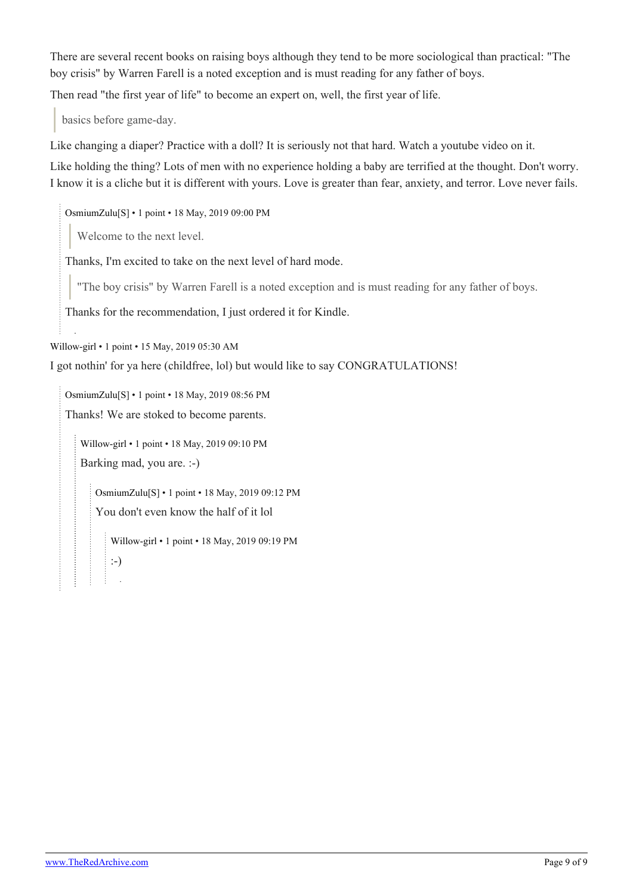There are several recent books on raising boys although they tend to be more sociological than practical: "The boy crisis" by Warren Farell is a noted exception and is must reading for any father of boys.

Then read "the first year of life" to become an expert on, well, the first year of life.

> basics before game-day.

Like changing a diaper? Practice with a doll? It is seriously not that hard. Watch a youtube video on it.

Like holding the thing? Lots of men with no experience holding a baby are terrified at the thought. Don't worry. I know it is a cliche but it is different with yours. Love is greater than fear, anxiety, and terror. Love never fails.

OsmiumZulu[S] • 1 point • 18 May, 2019 09:00 PM

> Welcome to the next level.

Thanks, I'm excited to take on the next level of hard mode.

> "The boy crisis" by Warren Farell is a noted exception and is must reading for any father of boys.

Thanks for the recommendation, I just ordered it for Kindle.

Willow-girl • 1 point • 15 May, 2019 05:30 AM

I got nothin' for ya here (childfree, lol) but would like to say CONGRATULATIONS!

OsmiumZulu[S] • 1 point • 18 May, 2019 08:56 PM

Thanks! We are stoked to become parents.

Willow-girl • 1 point • 18 May, 2019 09:10 PM

Barking mad, you are. :-)

OsmiumZulu[S] • 1 point • 18 May, 2019 09:12 PM

You don't even know the half of it lol

Willow-girl • 1 point • 18 May, 2019 09:19 PM

:-)